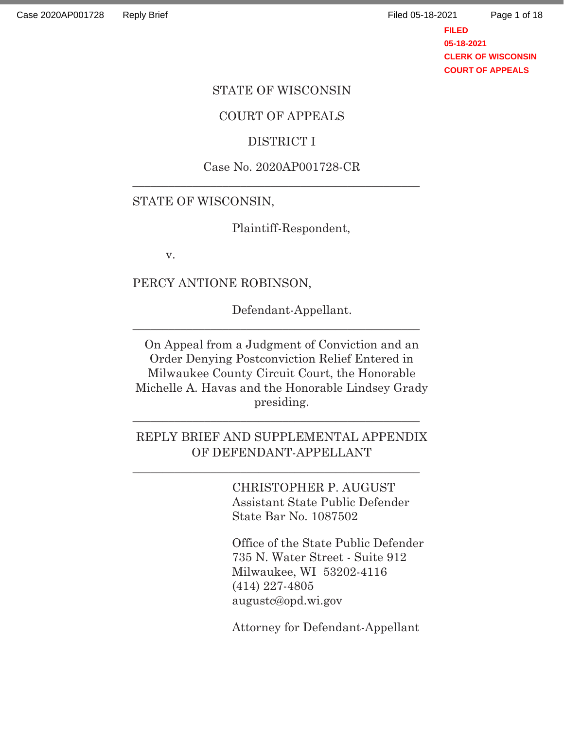FILED
05-18-2021
CLERK OF WISCONSIN
COURT OF APPEALS

STATE OF WISCONSIN

COURT OF APPEALS

DISTRICT I

Case No. 2020AP001728-CR

---

STATE OF WISCONSIN,

Plaintiff-Respondent,

v.

PERCY ANTIONE ROBINSON,

Defendant-Appellant.

---

On Appeal from a Judgment of Conviction and an Order Denying Postconviction Relief Entered in Milwaukee County Circuit Court, the Honorable Michelle A. Havas and the Honorable Lindsey Grady presiding.

---

REPLY BRIEF AND SUPPLEMENTAL APPENDIX OF DEFENDANT-APPELLANT

---

CHRISTOPHER P. AUGUST
Assistant State Public Defender
State Bar No. 1087502

Office of the State Public Defender
735 N. Water Street - Suite 912
Milwaukee, WI 53202-4116
(414) 227-4805
augustc@opd.wi.gov

Attorney for Defendant-Appellant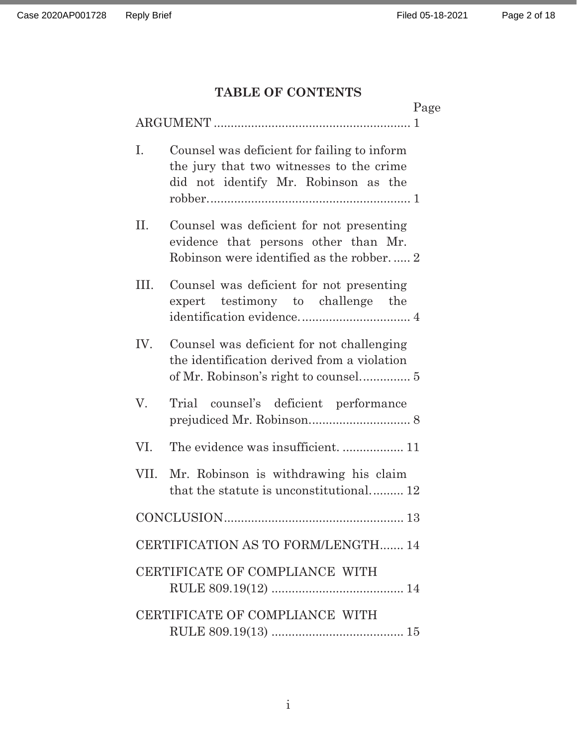# TABLE OF CONTENTS

| | Page |
|---|---|
| ARGUMENT | 1 |
| I. Counsel was deficient for failing to inform the jury that two witnesses to the crime did not identify Mr. Robinson as the robber. | 1 |
| II. Counsel was deficient for not presenting evidence that persons other than Mr. Robinson were identified as the robber. | 2 |
| III. Counsel was deficient for not presenting expert testimony to challenge the identification evidence. | 4 |
| IV. Counsel was deficient for not challenging the identification derived from a violation of Mr. Robinson's right to counsel. | 5 |
| V. Trial counsel's deficient performance prejudiced Mr. Robinson. | 8 |
| VI. The evidence was insufficient. | 11 |
| VII. Mr. Robinson is withdrawing his claim that the statute is unconstitutional. | 12 |
| CONCLUSION | 13 |
| CERTIFICATION AS TO FORM/LENGTH | 14 |
| CERTIFICATE OF COMPLIANCE WITH RULE 809.19(12) | 14 |
| CERTIFICATE OF COMPLIANCE WITH RULE 809.19(13) | 15 |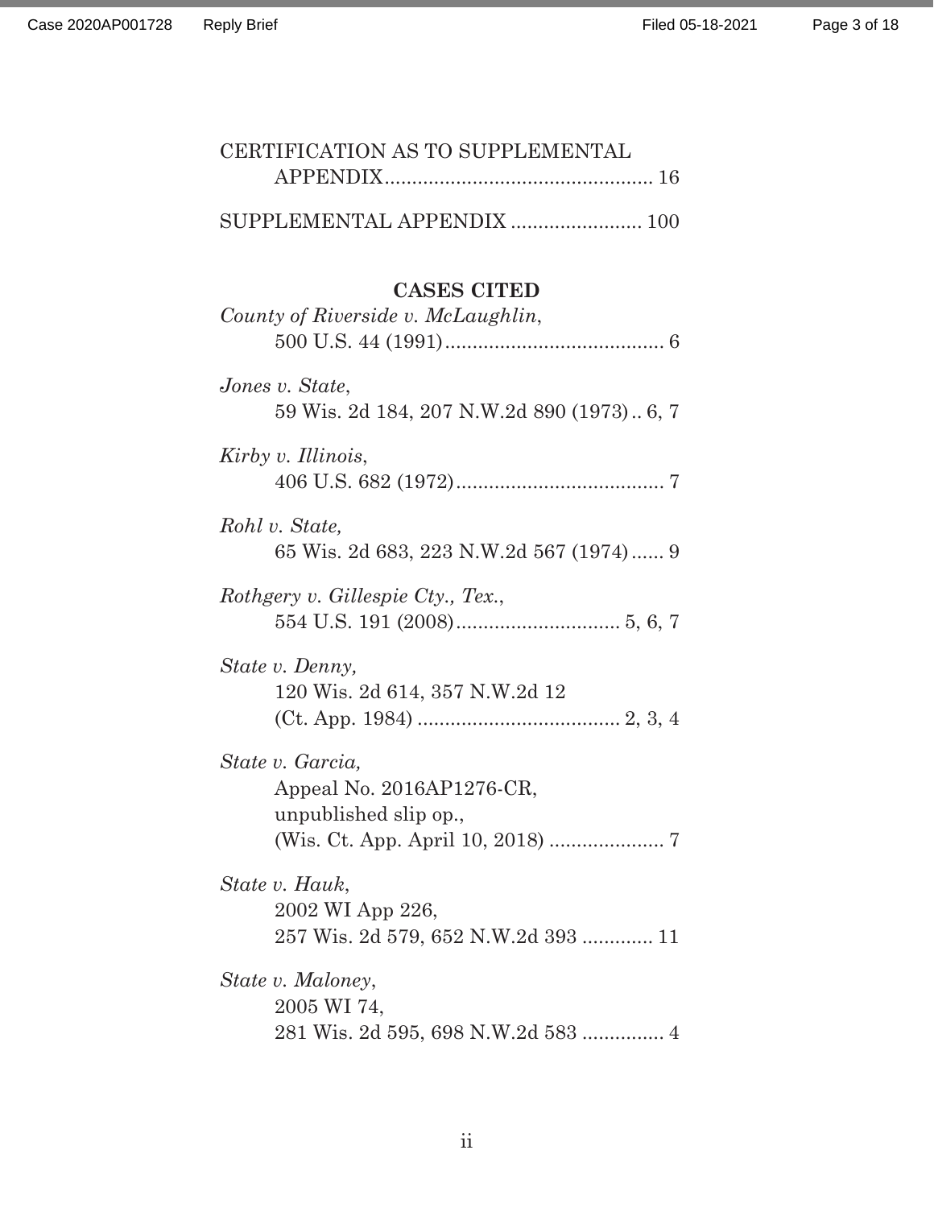CERTIFICATION AS TO SUPPLEMENTAL APPENDIX................................................ 16

SUPPLEMENTAL APPENDIX ....................... 100

**CASES CITED**

*County of Riverside v. McLaughlin*,
500 U.S. 44 (1991)....................................... 6

*Jones v. State*,
59 Wis. 2d 184, 207 N.W.2d 890 (1973).. 6, 7

*Kirby v. Illinois*,
406 U.S. 682 (1972)..................................... 7

*Rohl v. State,*
65 Wis. 2d 683, 223 N.W.2d 567 (1974)...... 9

*Rothgery v. Gillespie Cty., Tex.*,
554 U.S. 191 (2008)............................. 5, 6, 7

*State v. Denny,*
120 Wis. 2d 614, 357 N.W.2d 12
(Ct. App. 1984) .................................... 2, 3, 4

*State v. Garcia,*
Appeal No. 2016AP1276-CR,
unpublished slip op.,
(Wis. Ct. App. April 10, 2018) .................... 7

*State v. Hauk*,
2002 WI App 226,
257 Wis. 2d 579, 652 N.W.2d 393 ............ 11

*State v. Maloney*,
2005 WI 74,
281 Wis. 2d 595, 698 N.W.2d 583 .............. 4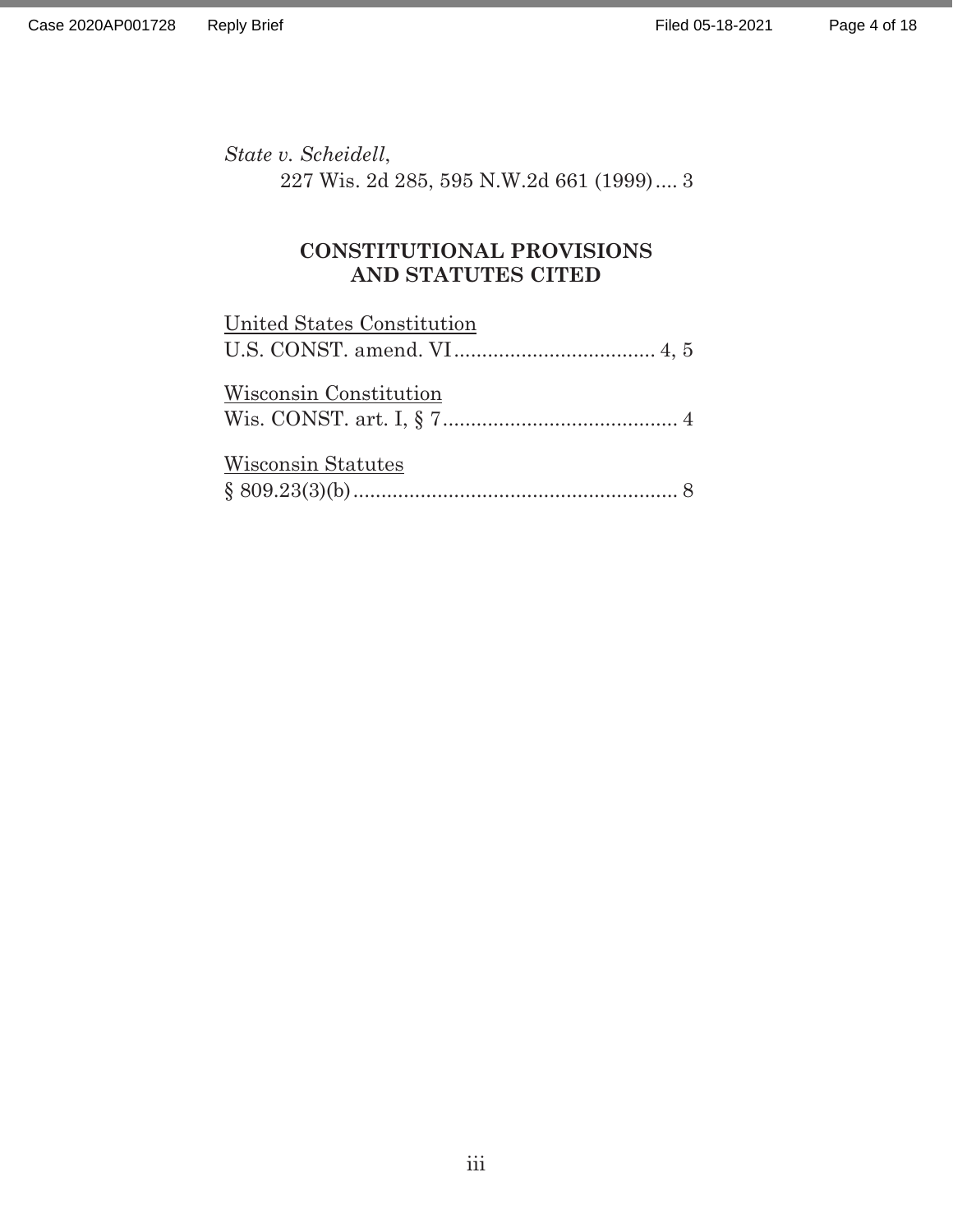*State v. Scheidell*,
227 Wis. 2d 285, 595 N.W.2d 661 (1999).... 3

## CONSTITUTIONAL PROVISIONS AND STATUTES CITED

United States Constitution
U.S. CONST. amend. VI.................................... 4, 5

Wisconsin Constitution
Wis. CONST. art. I, § 7.......................................... 4

Wisconsin Statutes
§ 809.23(3)(b).......................................................... 8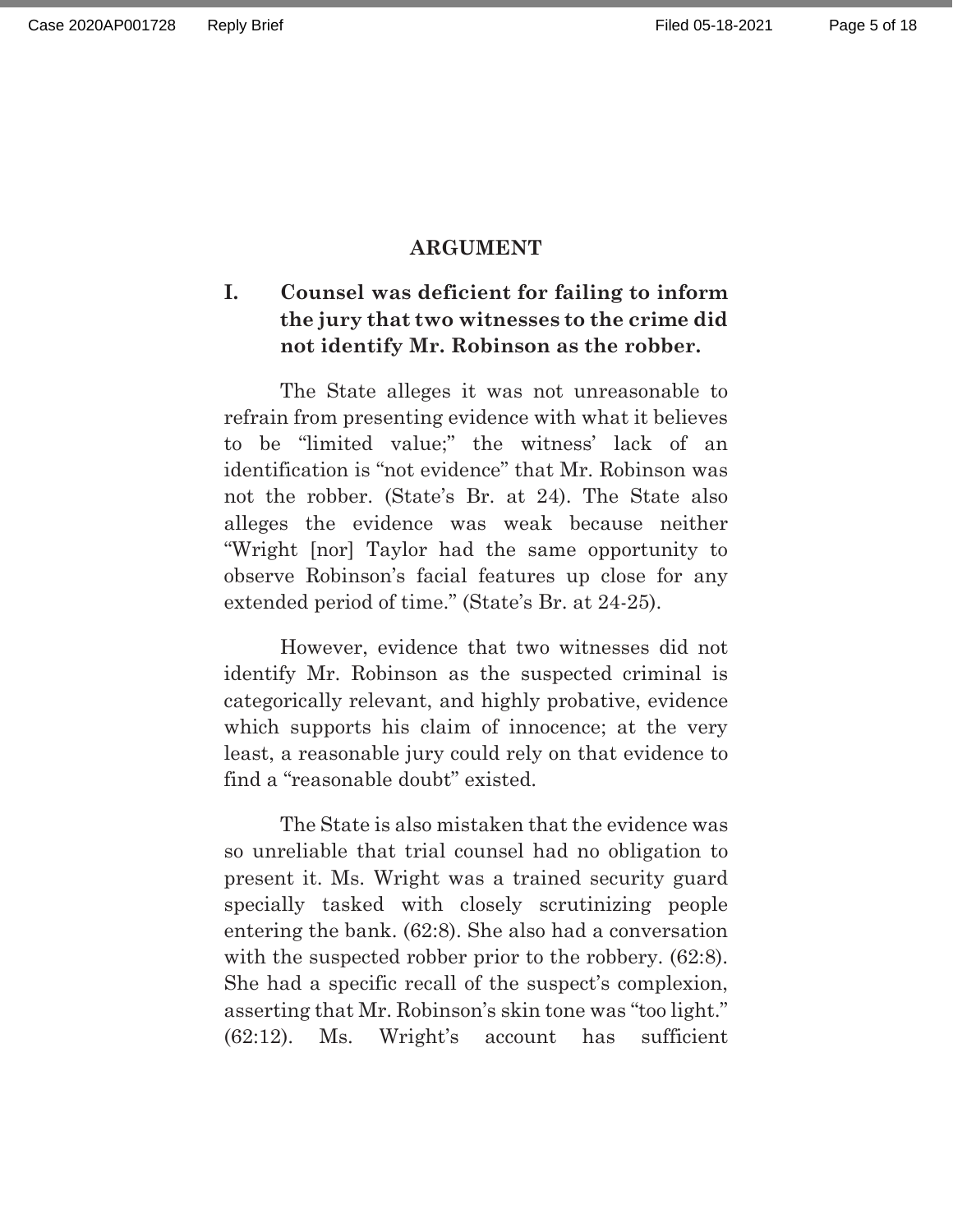## ARGUMENT

### I. Counsel was deficient for failing to inform the jury that two witnesses to the crime did not identify Mr. Robinson as the robber.

The State alleges it was not unreasonable to refrain from presenting evidence with what it believes to be "limited value;" the witness' lack of an identification is "not evidence" that Mr. Robinson was not the robber. (State's Br. at 24). The State also alleges the evidence was weak because neither "Wright [nor] Taylor had the same opportunity to observe Robinson's facial features up close for any extended period of time." (State's Br. at 24-25).

However, evidence that two witnesses did not identify Mr. Robinson as the suspected criminal is categorically relevant, and highly probative, evidence which supports his claim of innocence; at the very least, a reasonable jury could rely on that evidence to find a "reasonable doubt" existed.

The State is also mistaken that the evidence was so unreliable that trial counsel had no obligation to present it. Ms. Wright was a trained security guard specially tasked with closely scrutinizing people entering the bank. (62:8). She also had a conversation with the suspected robber prior to the robbery. (62:8). She had a specific recall of the suspect's complexion, asserting that Mr. Robinson's skin tone was "too light." (62:12). Ms. Wright's account has sufficient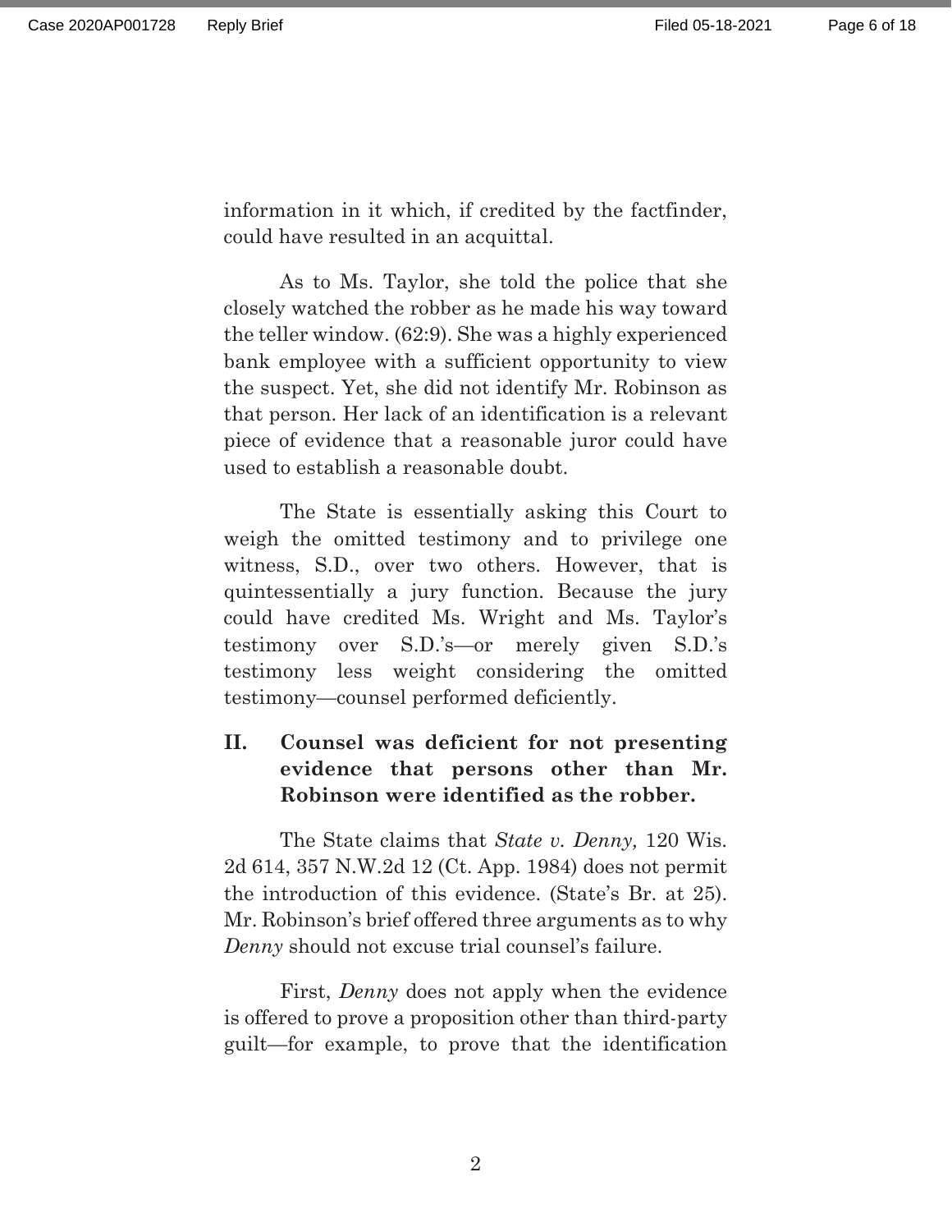information in it which, if credited by the factfinder, could have resulted in an acquittal.

As to Ms. Taylor, she told the police that she closely watched the robber as he made his way toward the teller window. (62:9). She was a highly experienced bank employee with a sufficient opportunity to view the suspect. Yet, she did not identify Mr. Robinson as that person. Her lack of an identification is a relevant piece of evidence that a reasonable juror could have used to establish a reasonable doubt.

The State is essentially asking this Court to weigh the omitted testimony and to privilege one witness, S.D., over two others. However, that is quintessentially a jury function. Because the jury could have credited Ms. Wright and Ms. Taylor's testimony over S.D.'s—or merely given S.D.'s testimony less weight considering the omitted testimony—counsel performed deficiently.

## II. Counsel was deficient for not presenting evidence that persons other than Mr. Robinson were identified as the robber.

The State claims that *State v. Denny,* 120 Wis. 2d 614, 357 N.W.2d 12 (Ct. App. 1984) does not permit the introduction of this evidence. (State's Br. at 25). Mr. Robinson's brief offered three arguments as to why *Denny* should not excuse trial counsel's failure.

First, *Denny* does not apply when the evidence is offered to prove a proposition other than third-party guilt—for example, to prove that the identification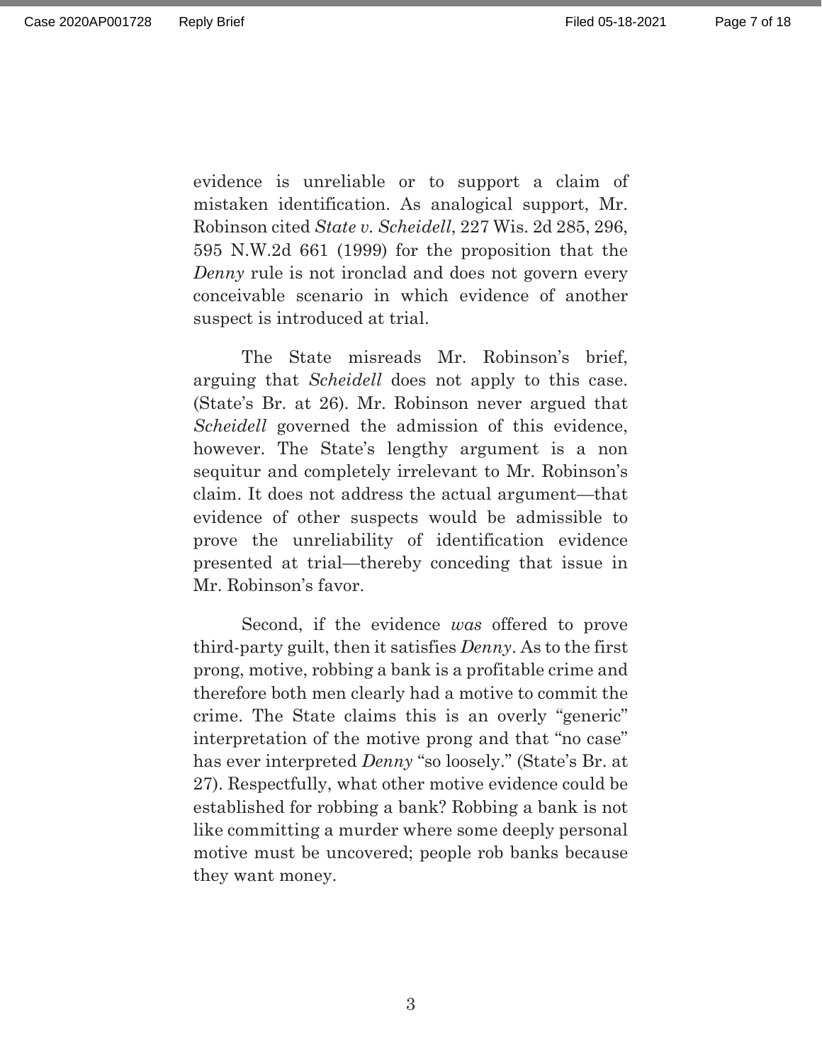evidence is unreliable or to support a claim of mistaken identification. As analogical support, Mr. Robinson cited *State v. Scheidell*, 227 Wis. 2d 285, 296, 595 N.W.2d 661 (1999) for the proposition that the *Denny* rule is not ironclad and does not govern every conceivable scenario in which evidence of another suspect is introduced at trial.

The State misreads Mr. Robinson's brief, arguing that *Scheidell* does not apply to this case. (State's Br. at 26). Mr. Robinson never argued that *Scheidell* governed the admission of this evidence, however. The State's lengthy argument is a non sequitur and completely irrelevant to Mr. Robinson's claim. It does not address the actual argument—that evidence of other suspects would be admissible to prove the unreliability of identification evidence presented at trial—thereby conceding that issue in Mr. Robinson's favor.

Second, if the evidence *was* offered to prove third-party guilt, then it satisfies *Denny*. As to the first prong, motive, robbing a bank is a profitable crime and therefore both men clearly had a motive to commit the crime. The State claims this is an overly "generic" interpretation of the motive prong and that "no case" has ever interpreted *Denny* "so loosely." (State's Br. at 27). Respectfully, what other motive evidence could be established for robbing a bank? Robbing a bank is not like committing a murder where some deeply personal motive must be uncovered; people rob banks because they want money.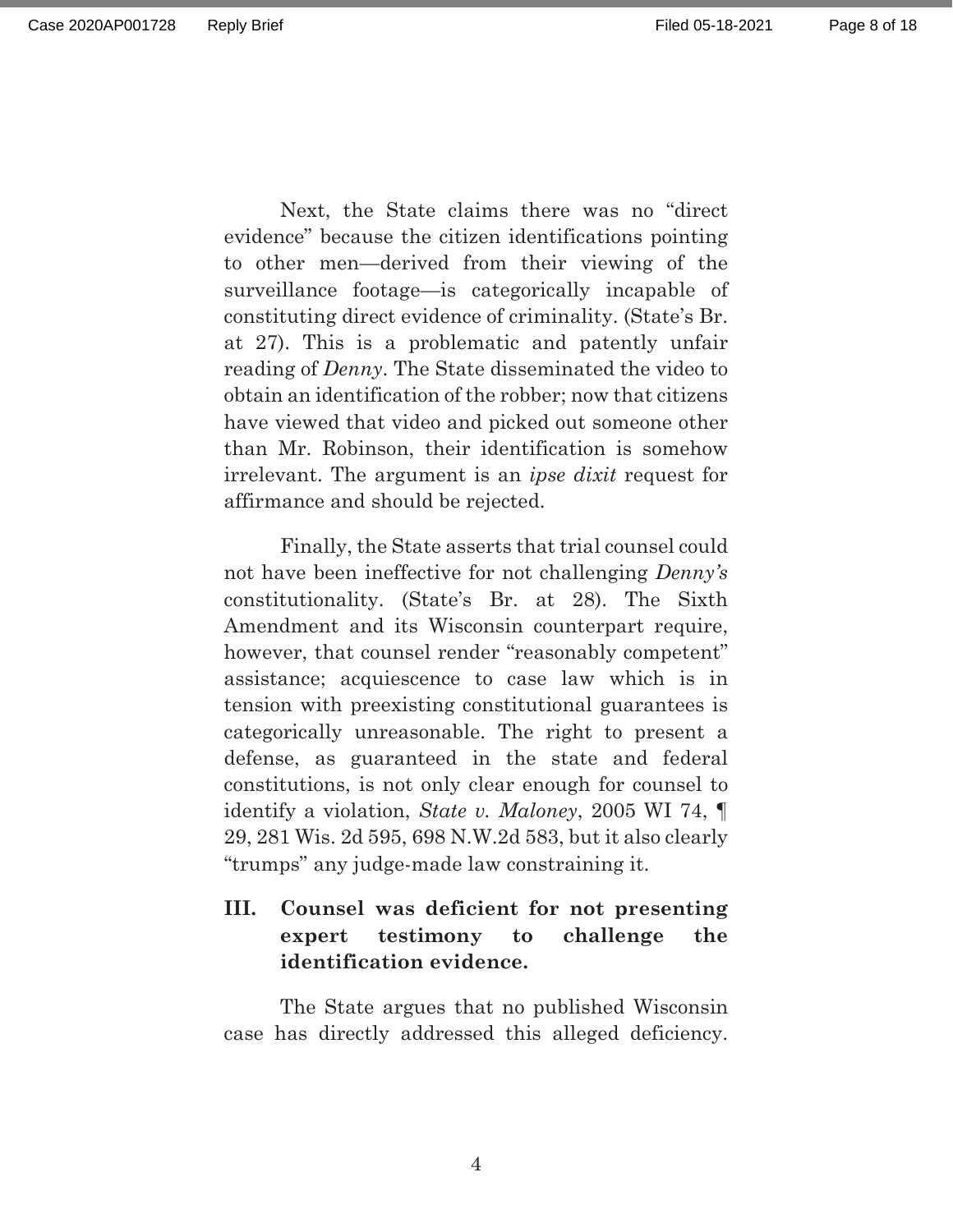Next, the State claims there was no "direct evidence" because the citizen identifications pointing to other men—derived from their viewing of the surveillance footage—is categorically incapable of constituting direct evidence of criminality. (State's Br. at 27). This is a problematic and patently unfair reading of *Denny*. The State disseminated the video to obtain an identification of the robber; now that citizens have viewed that video and picked out someone other than Mr. Robinson, their identification is somehow irrelevant. The argument is an *ipse dixit* request for affirmance and should be rejected.

Finally, the State asserts that trial counsel could not have been ineffective for not challenging *Denny's* constitutionality. (State's Br. at 28). The Sixth Amendment and its Wisconsin counterpart require, however, that counsel render "reasonably competent" assistance; acquiescence to case law which is in tension with preexisting constitutional guarantees is categorically unreasonable. The right to present a defense, as guaranteed in the state and federal constitutions, is not only clear enough for counsel to identify a violation, *State v. Maloney*, 2005 WI 74, ¶ 29, 281 Wis. 2d 595, 698 N.W.2d 583, but it also clearly "trumps" any judge-made law constraining it.

## III. Counsel was deficient for not presenting expert testimony to challenge the identification evidence.

The State argues that no published Wisconsin case has directly addressed this alleged deficiency.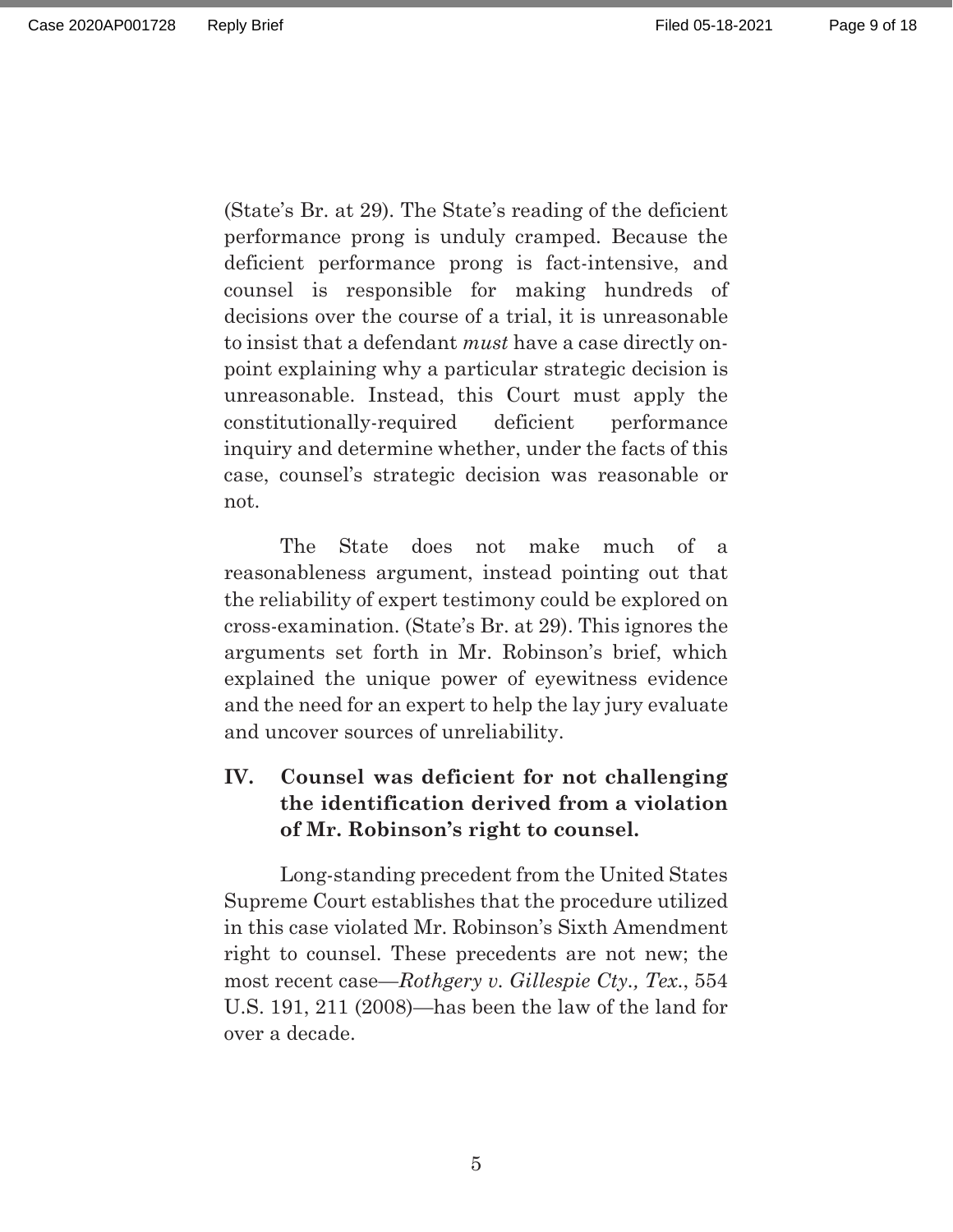(State's Br. at 29). The State's reading of the deficient performance prong is unduly cramped. Because the deficient performance prong is fact-intensive, and counsel is responsible for making hundreds of decisions over the course of a trial, it is unreasonable to insist that a defendant *must* have a case directly on-point explaining why a particular strategic decision is unreasonable. Instead, this Court must apply the constitutionally-required deficient performance inquiry and determine whether, under the facts of this case, counsel's strategic decision was reasonable or not.

The State does not make much of a reasonableness argument, instead pointing out that the reliability of expert testimony could be explored on cross-examination. (State's Br. at 29). This ignores the arguments set forth in Mr. Robinson's brief, which explained the unique power of eyewitness evidence and the need for an expert to help the lay jury evaluate and uncover sources of unreliability.

## IV. Counsel was deficient for not challenging the identification derived from a violation of Mr. Robinson's right to counsel.

Long-standing precedent from the United States Supreme Court establishes that the procedure utilized in this case violated Mr. Robinson's Sixth Amendment right to counsel. These precedents are not new; the most recent case—*Rothgery v. Gillespie Cty., Tex.*, 554 U.S. 191, 211 (2008)—has been the law of the land for over a decade.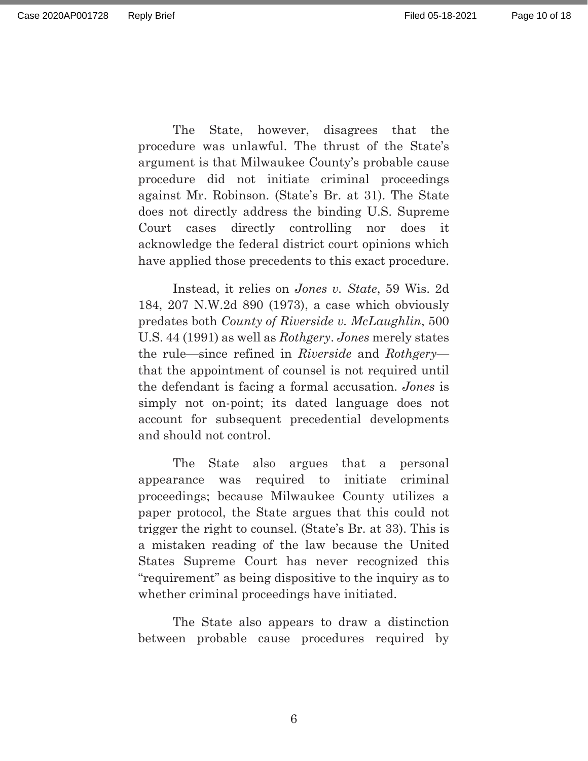The State, however, disagrees that the procedure was unlawful. The thrust of the State's argument is that Milwaukee County's probable cause procedure did not initiate criminal proceedings against Mr. Robinson. (State's Br. at 31). The State does not directly address the binding U.S. Supreme Court cases directly controlling nor does it acknowledge the federal district court opinions which have applied those precedents to this exact procedure.

Instead, it relies on *Jones v. State*, 59 Wis. 2d 184, 207 N.W.2d 890 (1973), a case which obviously predates both *County of Riverside v. McLaughlin*, 500 U.S. 44 (1991) as well as *Rothgery*. *Jones* merely states the rule—since refined in *Riverside* and *Rothgery*—that the appointment of counsel is not required until the defendant is facing a formal accusation. *Jones* is simply not on-point; its dated language does not account for subsequent precedential developments and should not control.

The State also argues that a personal appearance was required to initiate criminal proceedings; because Milwaukee County utilizes a paper protocol, the State argues that this could not trigger the right to counsel. (State's Br. at 33). This is a mistaken reading of the law because the United States Supreme Court has never recognized this "requirement" as being dispositive to the inquiry as to whether criminal proceedings have initiated.

The State also appears to draw a distinction between probable cause procedures required by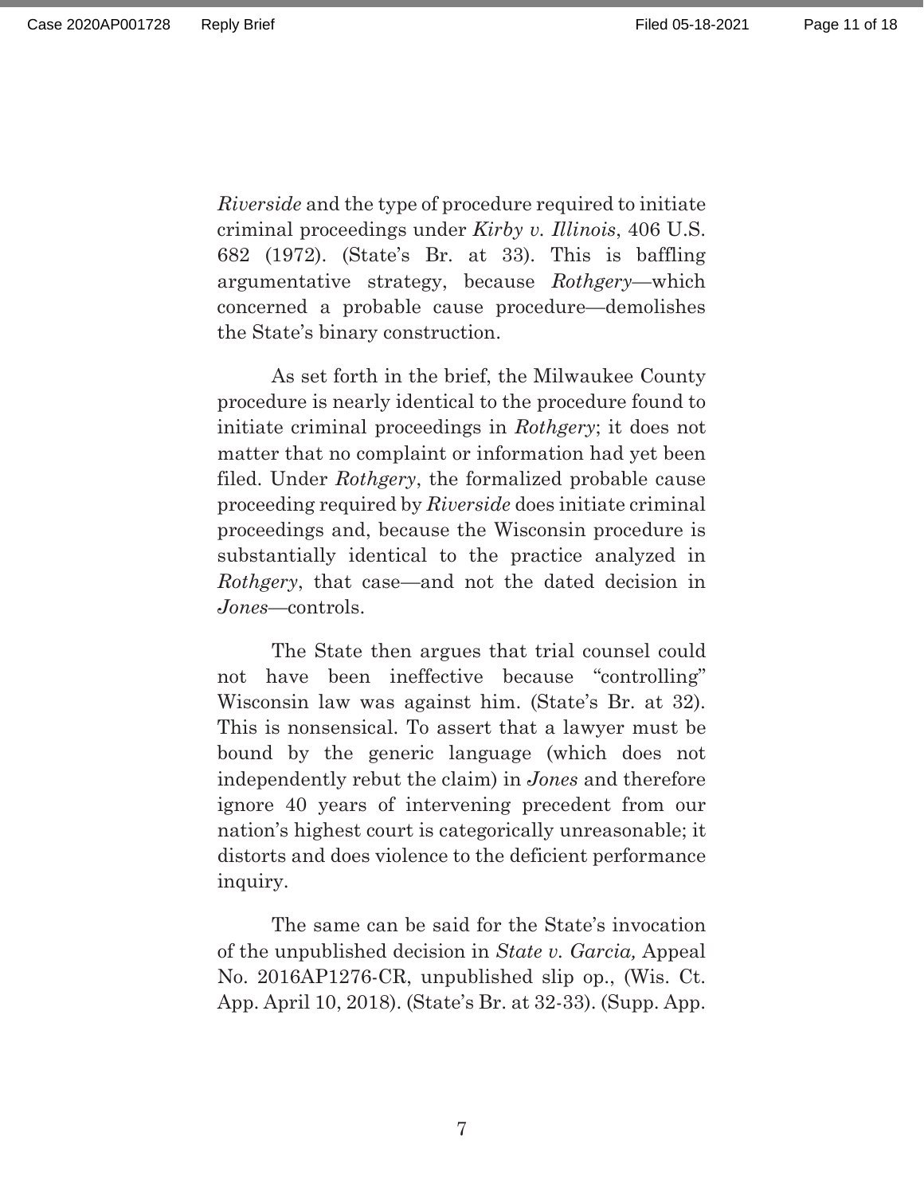*Riverside* and the type of procedure required to initiate criminal proceedings under *Kirby v. Illinois*, 406 U.S. 682 (1972). (State's Br. at 33). This is baffling argumentative strategy, because *Rothgery*—which concerned a probable cause procedure—demolishes the State's binary construction.

As set forth in the brief, the Milwaukee County procedure is nearly identical to the procedure found to initiate criminal proceedings in *Rothgery*; it does not matter that no complaint or information had yet been filed. Under *Rothgery*, the formalized probable cause proceeding required by *Riverside* does initiate criminal proceedings and, because the Wisconsin procedure is substantially identical to the practice analyzed in *Rothgery*, that case—and not the dated decision in *Jones*—controls.

The State then argues that trial counsel could not have been ineffective because "controlling" Wisconsin law was against him. (State's Br. at 32). This is nonsensical. To assert that a lawyer must be bound by the generic language (which does not independently rebut the claim) in *Jones* and therefore ignore 40 years of intervening precedent from our nation's highest court is categorically unreasonable; it distorts and does violence to the deficient performance inquiry.

The same can be said for the State's invocation of the unpublished decision in *State v. Garcia,* Appeal No. 2016AP1276-CR, unpublished slip op., (Wis. Ct. App. April 10, 2018). (State's Br. at 32-33). (Supp. App.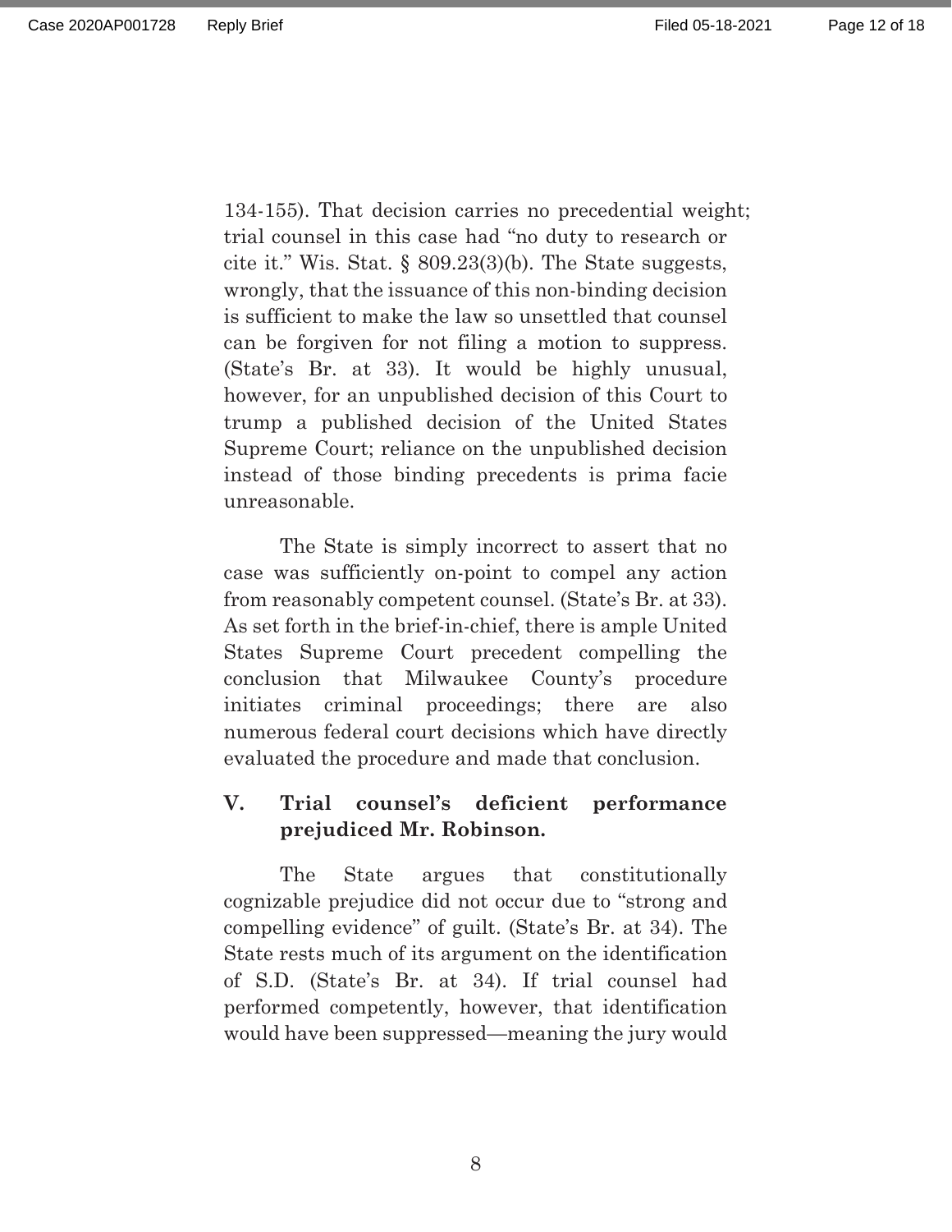134-155). That decision carries no precedential weight; trial counsel in this case had "no duty to research or cite it." Wis. Stat. § 809.23(3)(b). The State suggests, wrongly, that the issuance of this non-binding decision is sufficient to make the law so unsettled that counsel can be forgiven for not filing a motion to suppress. (State's Br. at 33). It would be highly unusual, however, for an unpublished decision of this Court to trump a published decision of the United States Supreme Court; reliance on the unpublished decision instead of those binding precedents is prima facie unreasonable.

The State is simply incorrect to assert that no case was sufficiently on-point to compel any action from reasonably competent counsel. (State's Br. at 33). As set forth in the brief-in-chief, there is ample United States Supreme Court precedent compelling the conclusion that Milwaukee County's procedure initiates criminal proceedings; there are also numerous federal court decisions which have directly evaluated the procedure and made that conclusion.

## V. Trial counsel's deficient performance prejudiced Mr. Robinson.

The State argues that constitutionally cognizable prejudice did not occur due to "strong and compelling evidence" of guilt. (State's Br. at 34). The State rests much of its argument on the identification of S.D. (State's Br. at 34). If trial counsel had performed competently, however, that identification would have been suppressed—meaning the jury would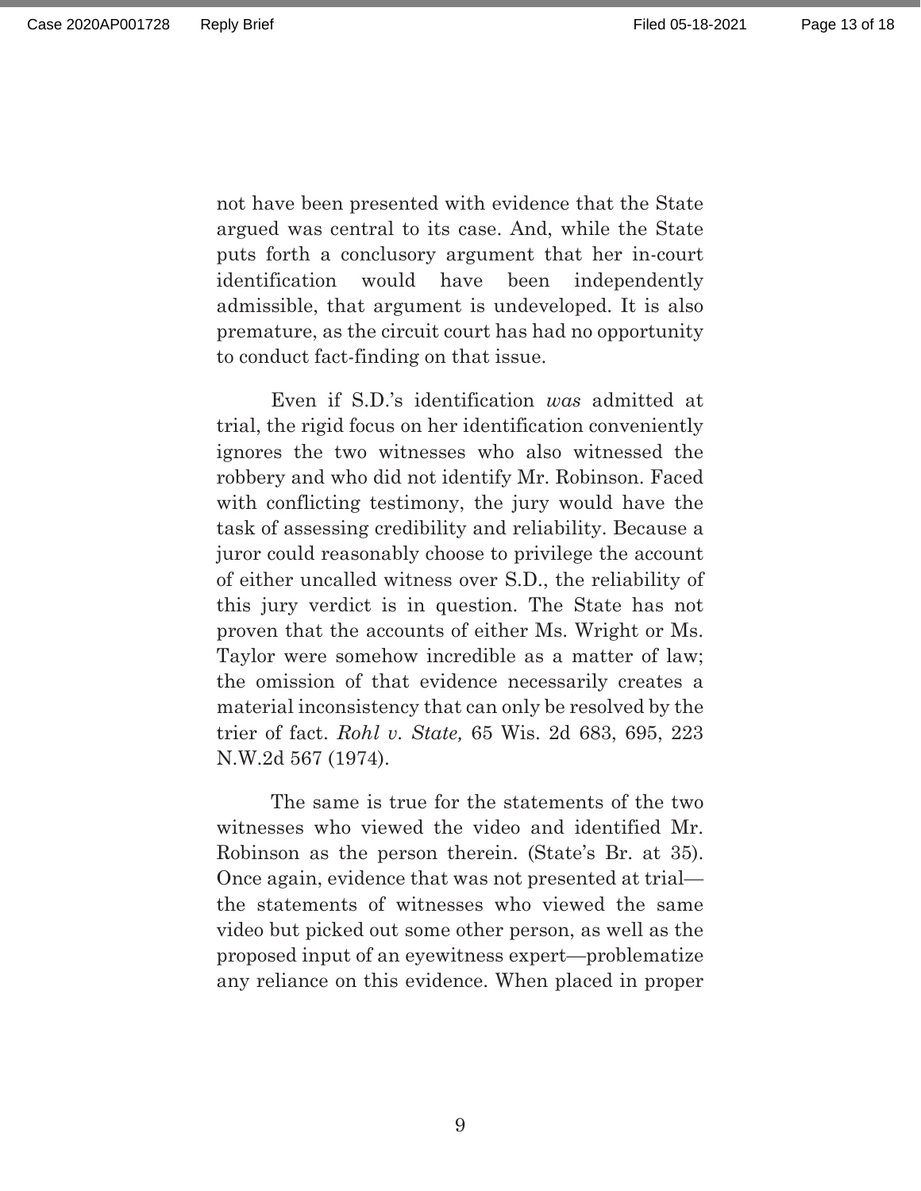not have been presented with evidence that the State argued was central to its case. And, while the State puts forth a conclusory argument that her in-court identification would have been independently admissible, that argument is undeveloped. It is also premature, as the circuit court has had no opportunity to conduct fact-finding on that issue.

Even if S.D.'s identification *was* admitted at trial, the rigid focus on her identification conveniently ignores the two witnesses who also witnessed the robbery and who did not identify Mr. Robinson. Faced with conflicting testimony, the jury would have the task of assessing credibility and reliability. Because a juror could reasonably choose to privilege the account of either uncalled witness over S.D., the reliability of this jury verdict is in question. The State has not proven that the accounts of either Ms. Wright or Ms. Taylor were somehow incredible as a matter of law; the omission of that evidence necessarily creates a material inconsistency that can only be resolved by the trier of fact. *Rohl v. State,* 65 Wis. 2d 683, 695, 223 N.W.2d 567 (1974).

The same is true for the statements of the two witnesses who viewed the video and identified Mr. Robinson as the person therein. (State's Br. at 35). Once again, evidence that was not presented at trial—the statements of witnesses who viewed the same video but picked out some other person, as well as the proposed input of an eyewitness expert—problematize any reliance on this evidence. When placed in proper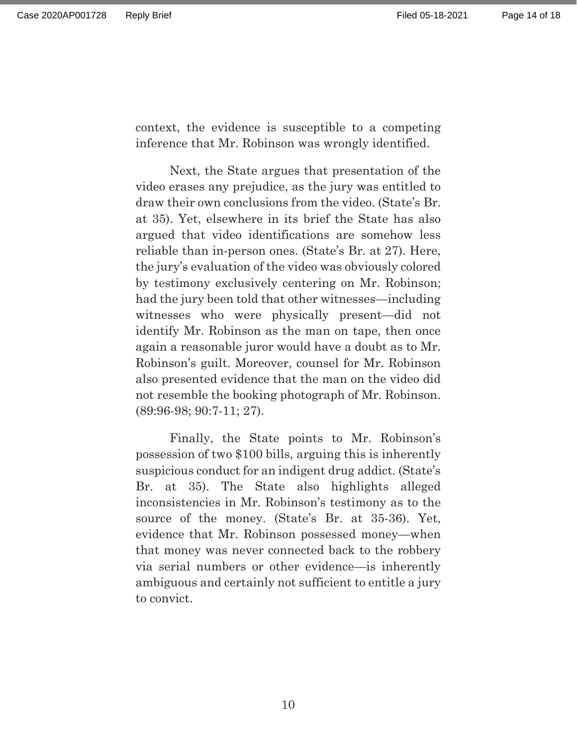context, the evidence is susceptible to a competing inference that Mr. Robinson was wrongly identified.

Next, the State argues that presentation of the video erases any prejudice, as the jury was entitled to draw their own conclusions from the video. (State's Br. at 35). Yet, elsewhere in its brief the State has also argued that video identifications are somehow less reliable than in-person ones. (State's Br. at 27). Here, the jury's evaluation of the video was obviously colored by testimony exclusively centering on Mr. Robinson; had the jury been told that other witnesses—including witnesses who were physically present—did not identify Mr. Robinson as the man on tape, then once again a reasonable juror would have a doubt as to Mr. Robinson's guilt. Moreover, counsel for Mr. Robinson also presented evidence that the man on the video did not resemble the booking photograph of Mr. Robinson. (89:96-98; 90:7-11; 27).

Finally, the State points to Mr. Robinson's possession of two $100 bills, arguing this is inherently suspicious conduct for an indigent drug addict. (State's Br. at 35). The State also highlights alleged inconsistencies in Mr. Robinson's testimony as to the source of the money. (State's Br. at 35-36). Yet, evidence that Mr. Robinson possessed money—when that money was never connected back to the robbery via serial numbers or other evidence—is inherently ambiguous and certainly not sufficient to entitle a jury to convict.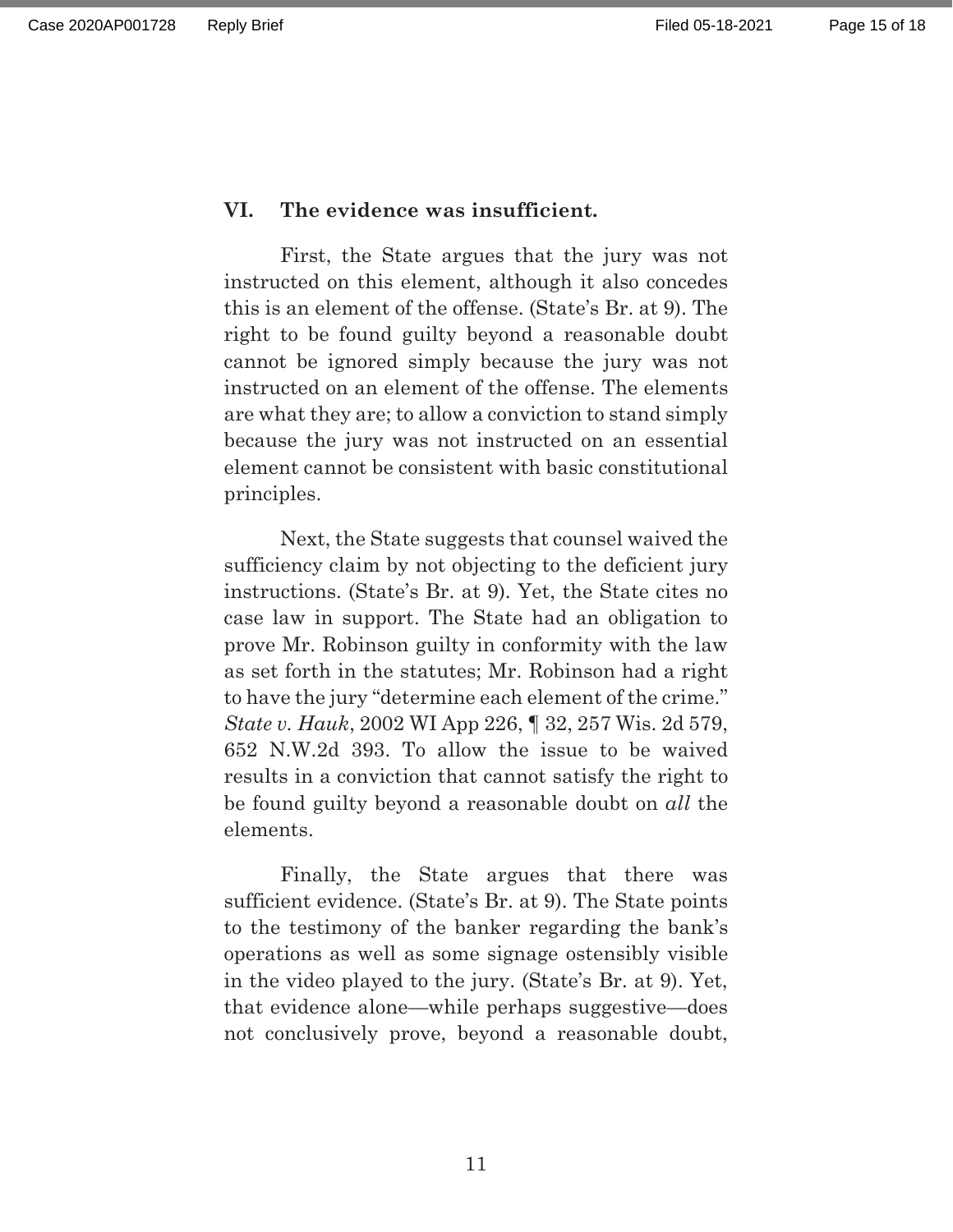### VI. The evidence was insufficient.

First, the State argues that the jury was not instructed on this element, although it also concedes this is an element of the offense. (State's Br. at 9). The right to be found guilty beyond a reasonable doubt cannot be ignored simply because the jury was not instructed on an element of the offense. The elements are what they are; to allow a conviction to stand simply because the jury was not instructed on an essential element cannot be consistent with basic constitutional principles.

Next, the State suggests that counsel waived the sufficiency claim by not objecting to the deficient jury instructions. (State's Br. at 9). Yet, the State cites no case law in support. The State had an obligation to prove Mr. Robinson guilty in conformity with the law as set forth in the statutes; Mr. Robinson had a right to have the jury "determine each element of the crime." *State v. Hauk*, 2002 WI App 226, ¶ 32, 257 Wis. 2d 579, 652 N.W.2d 393. To allow the issue to be waived results in a conviction that cannot satisfy the right to be found guilty beyond a reasonable doubt on *all* the elements.

Finally, the State argues that there was sufficient evidence. (State's Br. at 9). The State points to the testimony of the banker regarding the bank's operations as well as some signage ostensibly visible in the video played to the jury. (State's Br. at 9). Yet, that evidence alone—while perhaps suggestive—does not conclusively prove, beyond a reasonable doubt,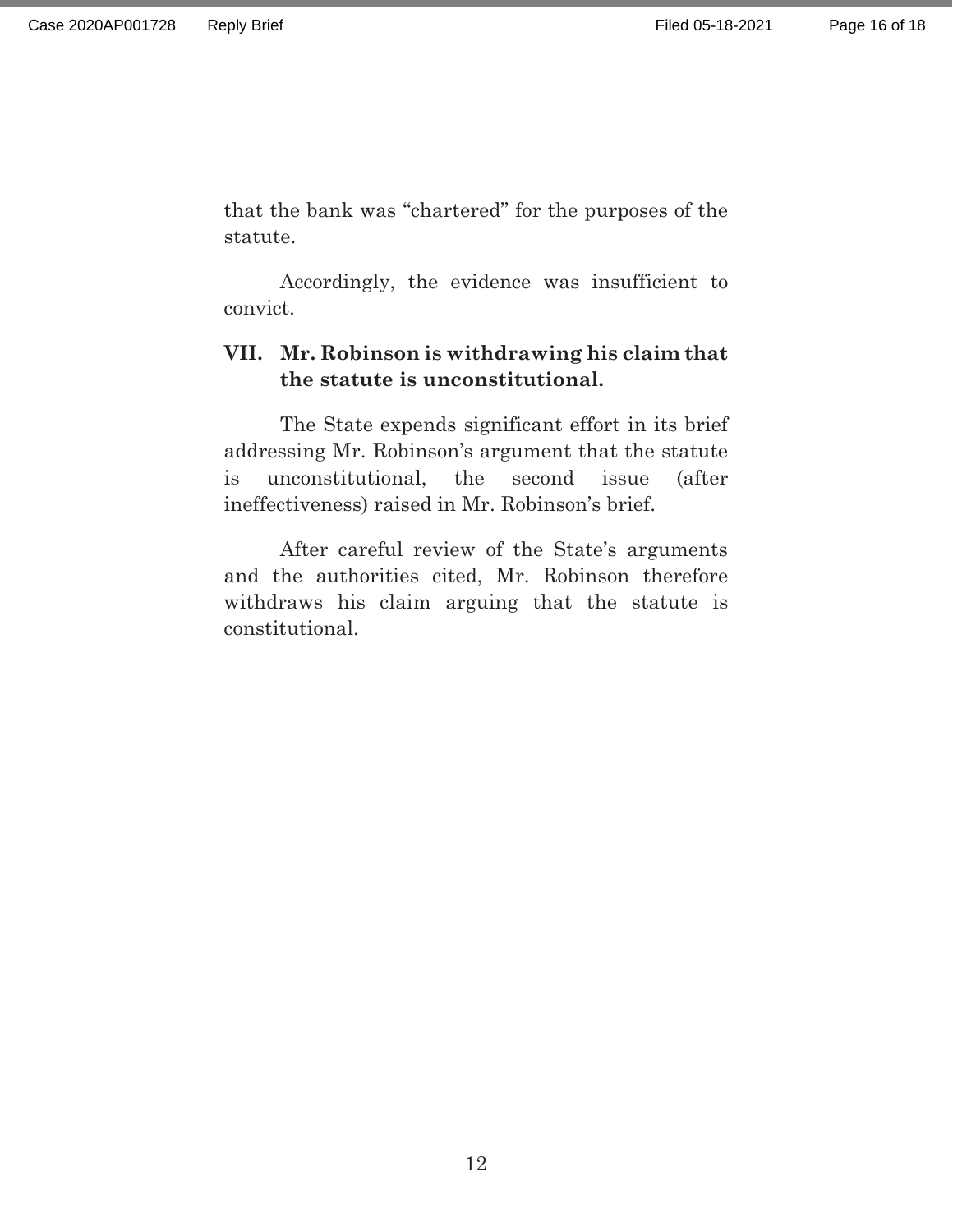that the bank was "chartered" for the purposes of the statute.

Accordingly, the evidence was insufficient to convict.

## VII. Mr. Robinson is withdrawing his claim that the statute is unconstitutional.

The State expends significant effort in its brief addressing Mr. Robinson's argument that the statute is unconstitutional, the second issue (after ineffectiveness) raised in Mr. Robinson's brief.

After careful review of the State's arguments and the authorities cited, Mr. Robinson therefore withdraws his claim arguing that the statute is constitutional.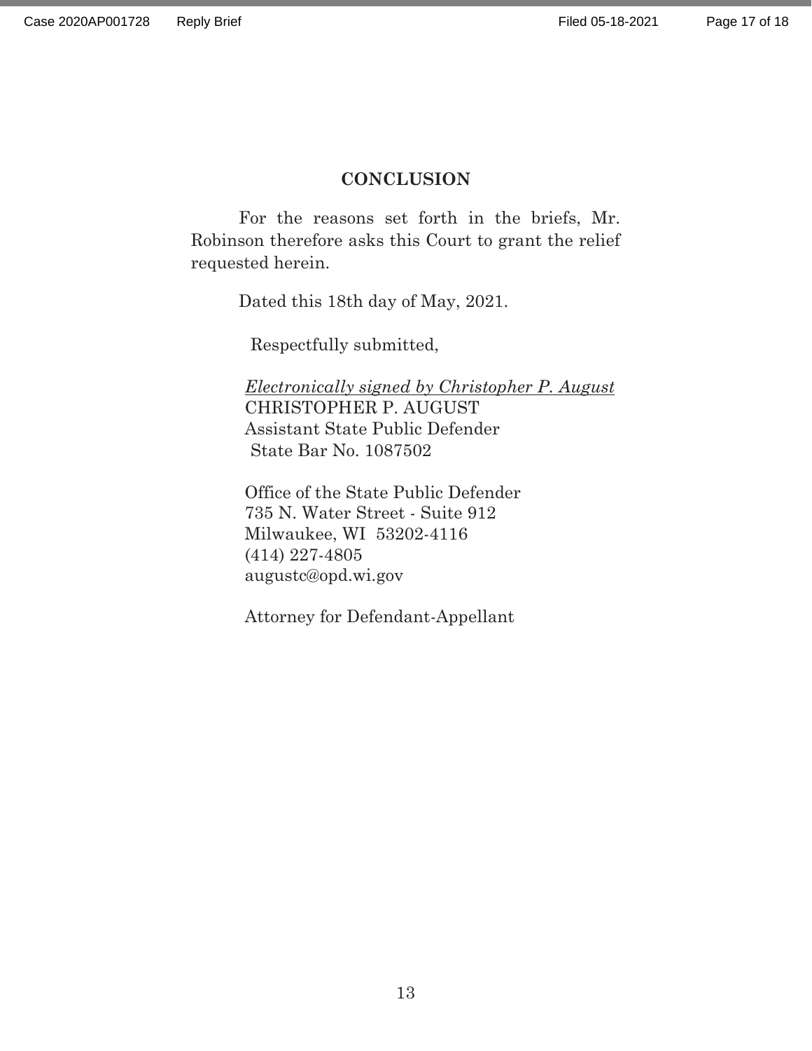## CONCLUSION

For the reasons set forth in the briefs, Mr. Robinson therefore asks this Court to grant the relief requested herein.

Dated this 18th day of May, 2021.

Respectfully submitted,

*Electronically signed by Christopher P. August*
CHRISTOPHER P. AUGUST
Assistant State Public Defender
State Bar No. 1087502

Office of the State Public Defender
735 N. Water Street - Suite 912
Milwaukee, WI 53202-4116
(414) 227-4805
augustc@opd.wi.gov

Attorney for Defendant-Appellant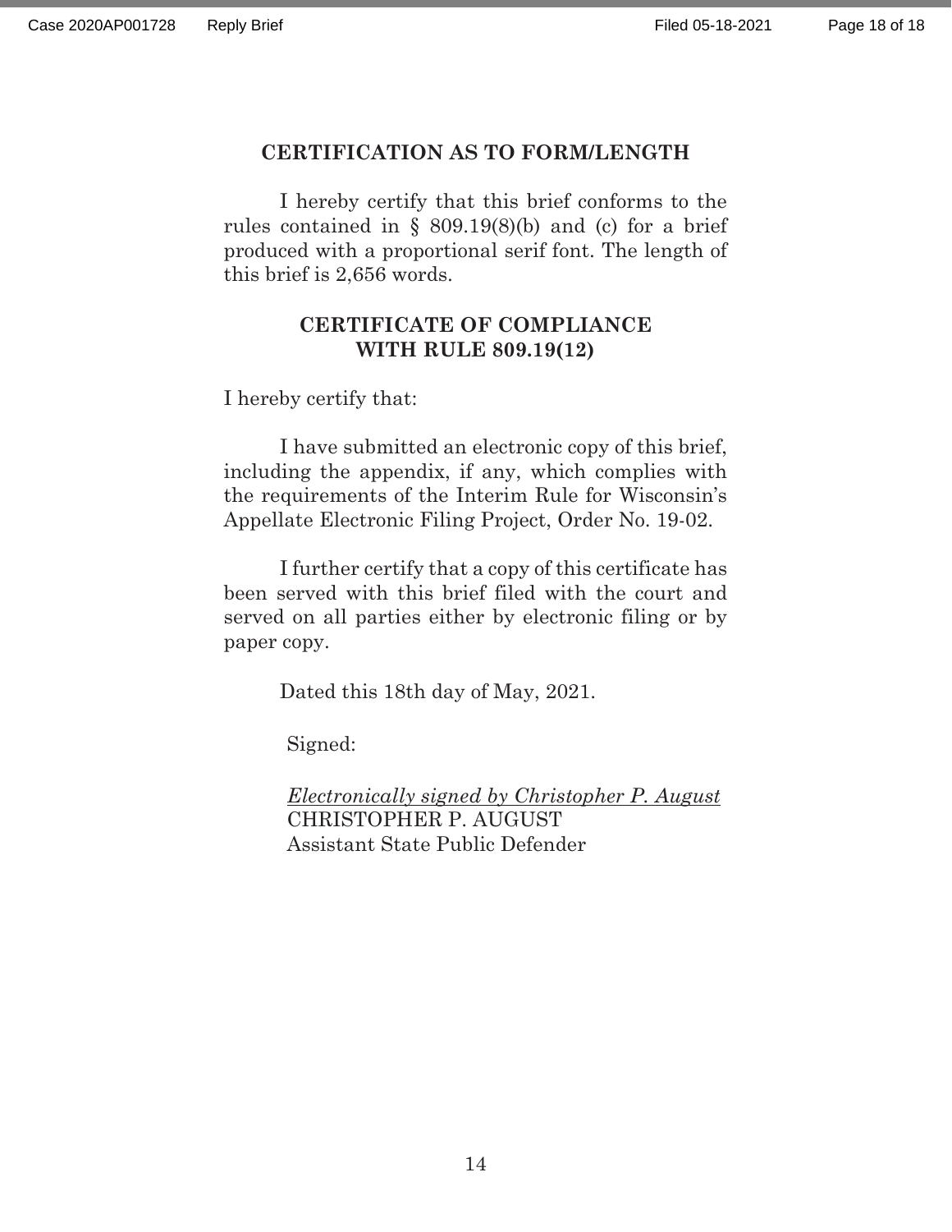## CERTIFICATION AS TO FORM/LENGTH

I hereby certify that this brief conforms to the rules contained in § 809.19(8)(b) and (c) for a brief produced with a proportional serif font. The length of this brief is 2,656 words.

## CERTIFICATE OF COMPLIANCE WITH RULE 809.19(12)

I hereby certify that:

I have submitted an electronic copy of this brief, including the appendix, if any, which complies with the requirements of the Interim Rule for Wisconsin's Appellate Electronic Filing Project, Order No. 19-02.

I further certify that a copy of this certificate has been served with this brief filed with the court and served on all parties either by electronic filing or by paper copy.

Dated this 18th day of May, 2021.

Signed:

*Electronically signed by Christopher P. August*
CHRISTOPHER P. AUGUST
Assistant State Public Defender